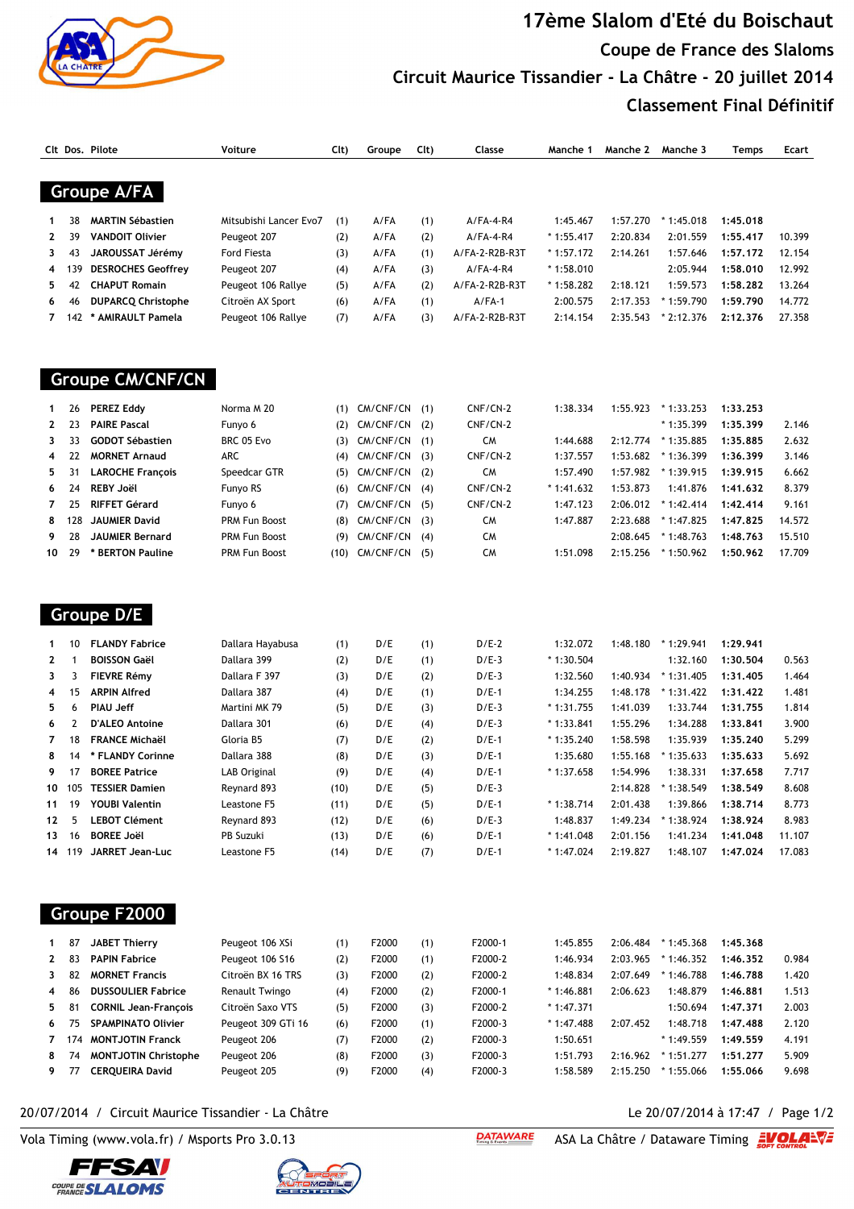# 17ème Slalom d'Eté du Boischaut

## Coupe de France des Slaloms

## Circuit Maurice Tissandier - La Châtre - 20 juillet 2014

## Classement Final Définitif

### Groupe A/FA

| Clt | Dos. | Pilote | Voiture | Clt) | Groupe | Clt) | Classe | Manche 1 | Manche 2 | Manche 3 | Temps | Ecart |
|---|---|---|---|---|---|---|---|---|---|---|---|---|
| 1 | 38 | **MARTIN Sébastien** | Mitsubishi Lancer Evo7 | (1) | A/FA | (1) | A/FA-4-R4 | 1:45.467 | 1:57.270 | * 1:45.018 | **1:45.018** | |
| 2 | 39 | **VANDOIT Olivier** | Peugeot 207 | (2) | A/FA | (2) | A/FA-4-R4 | * 1:55.417 | 2:20.834 | 2:01.559 | **1:55.417** | 10.399 |
| 3 | 43 | **JAROUSSAT Jérémy** | Ford Fiesta | (3) | A/FA | (1) | A/FA-2-R2B-R3T | * 1:57.172 | 2:14.261 | 1:57.646 | **1:57.172** | 12.154 |
| 4 | 139 | **DESROCHES Geoffrey** | Peugeot 207 | (4) | A/FA | (3) | A/FA-4-R4 | * 1:58.010 | | 2:05.944 | **1:58.010** | 12.992 |
| 5 | 42 | **CHAPUT Romain** | Peugeot 106 Rallye | (5) | A/FA | (2) | A/FA-2-R2B-R3T | * 1:58.282 | 2:18.121 | 1:59.573 | **1:58.282** | 13.264 |
| 6 | 46 | **DUPARCQ Christophe** | Citroën AX Sport | (6) | A/FA | (1) | A/FA-1 | 2:00.575 | 2:17.353 | * 1:59.790 | **1:59.790** | 14.772 |
| 7 | 142 | *** AMIRAULT Pamela** | Peugeot 106 Rallye | (7) | A/FA | (3) | A/FA-2-R2B-R3T | 2:14.154 | 2:35.543 | * 2:12.376 | **2:12.376** | 27.358 |

### Groupe CM/CNF/CN

| Clt | Dos. | Pilote | Voiture | Clt) | Groupe | Clt) | Classe | Manche 1 | Manche 2 | Manche 3 | Temps | Ecart |
|---|---|---|---|---|---|---|---|---|---|---|---|---|
| 1 | 26 | **PEREZ Eddy** | Norma M 20 | (1) | CM/CNF/CN | (1) | CNF/CN-2 | 1:38.334 | 1:55.923 | * 1:33.253 | **1:33.253** | |
| 2 | 23 | **PAIRE Pascal** | Funyo 6 | (2) | CM/CNF/CN | (2) | CNF/CN-2 | | | * 1:35.399 | **1:35.399** | 2.146 |
| 3 | 33 | **GODOT Sébastien** | BRC 05 Evo | (3) | CM/CNF/CN | (1) | CM | 1:44.688 | 2:12.774 | * 1:35.885 | **1:35.885** | 2.632 |
| 4 | 22 | **MORNET Arnaud** | ARC | (4) | CM/CNF/CN | (3) | CNF/CN-2 | 1:37.557 | 1:53.682 | * 1:36.399 | **1:36.399** | 3.146 |
| 5 | 31 | **LAROCHE François** | Speedcar GTR | (5) | CM/CNF/CN | (2) | CM | 1:57.490 | 1:57.982 | * 1:39.915 | **1:39.915** | 6.662 |
| 6 | 24 | **REBY Joël** | Funyo RS | (6) | CM/CNF/CN | (4) | CNF/CN-2 | * 1:41.632 | 1:53.873 | 1:41.876 | **1:41.632** | 8.379 |
| 7 | 25 | **RIFFET Gérard** | Funyo 6 | (7) | CM/CNF/CN | (5) | CNF/CN-2 | 1:47.123 | 2:06.012 | * 1:42.414 | **1:42.414** | 9.161 |
| 8 | 128 | **JAUMIER David** | PRM Fun Boost | (8) | CM/CNF/CN | (3) | CM | 1:47.887 | 2:23.688 | * 1:47.825 | **1:47.825** | 14.572 |
| 9 | 28 | **JAUMIER Bernard** | PRM Fun Boost | (9) | CM/CNF/CN | (4) | CM | | 2:08.645 | * 1:48.763 | **1:48.763** | 15.510 |
| 10 | 29 | *** BERTON Pauline** | PRM Fun Boost | (10) | CM/CNF/CN | (5) | CM | 1:51.098 | 2:15.256 | * 1:50.962 | **1:50.962** | 17.709 |

### Groupe D/E

| Clt | Dos. | Pilote | Voiture | Clt) | Groupe | Clt) | Classe | Manche 1 | Manche 2 | Manche 3 | Temps | Ecart |
|---|---|---|---|---|---|---|---|---|---|---|---|---|
| 1 | 10 | **FLANDY Fabrice** | Dallara Hayabusa | (1) | D/E | (1) | D/E-2 | 1:32.072 | 1:48.180 | * 1:29.941 | **1:29.941** | |
| 2 | 1 | **BOISSON Gaël** | Dallara 399 | (2) | D/E | (1) | D/E-3 | * 1:30.504 | | 1:32.160 | **1:30.504** | 0.563 |
| 3 | 3 | **FIEVRE Rémy** | Dallara F 397 | (3) | D/E | (2) | D/E-3 | 1:32.560 | 1:40.934 | * 1:31.405 | **1:31.405** | 1.464 |
| 4 | 15 | **ARPIN Alfred** | Dallara 387 | (4) | D/E | (1) | D/E-1 | 1:34.255 | 1:48.178 | * 1:31.422 | **1:31.422** | 1.481 |
| 5 | 6 | **PIAU Jeff** | Martini MK 79 | (5) | D/E | (3) | D/E-3 | * 1:31.755 | 1:41.039 | 1:33.744 | **1:31.755** | 1.814 |
| 6 | 2 | **D'ALEO Antoine** | Dallara 301 | (6) | D/E | (4) | D/E-3 | * 1:33.841 | 1:55.296 | 1:34.288 | **1:33.841** | 3.900 |
| 7 | 18 | **FRANCE Michaël** | Gloria B5 | (7) | D/E | (2) | D/E-1 | * 1:35.240 | 1:58.598 | 1:35.939 | **1:35.240** | 5.299 |
| 8 | 14 | *** FLANDY Corinne** | Dallara 388 | (8) | D/E | (3) | D/E-1 | 1:35.680 | 1:55.168 | * 1:35.633 | **1:35.633** | 5.692 |
| 9 | 17 | **BOREE Patrice** | LAB Original | (9) | D/E | (4) | D/E-1 | * 1:37.658 | 1:54.996 | 1:38.331 | **1:37.658** | 7.717 |
| 10 | 105 | **TESSIER Damien** | Reynard 893 | (10) | D/E | (5) | D/E-3 | | 2:14.828 | * 1:38.549 | **1:38.549** | 8.608 |
| 11 | 19 | **YOUBI Valentin** | Leastone F5 | (11) | D/E | (5) | D/E-1 | * 1:38.714 | 2:01.438 | 1:39.866 | **1:38.714** | 8.773 |
| 12 | 5 | **LEBOT Clément** | Reynard 893 | (12) | D/E | (6) | D/E-3 | 1:48.837 | 1:49.234 | * 1:38.924 | **1:38.924** | 8.983 |
| 13 | 16 | **BOREE Joël** | PB Suzuki | (13) | D/E | (6) | D/E-1 | * 1:41.048 | 2:01.156 | 1:41.234 | **1:41.048** | 11.107 |
| 14 | 119 | **JARRET Jean-Luc** | Leastone F5 | (14) | D/E | (7) | D/E-1 | * 1:47.024 | 2:19.827 | 1:48.107 | **1:47.024** | 17.083 |

### Groupe F2000

| Clt | Dos. | Pilote | Voiture | Clt) | Groupe | Clt) | Classe | Manche 1 | Manche 2 | Manche 3 | Temps | Ecart |
|---|---|---|---|---|---|---|---|---|---|---|---|---|
| 1 | 87 | **JABET Thierry** | Peugeot 106 XSi | (1) | F2000 | (1) | F2000-1 | 1:45.855 | 2:06.484 | * 1:45.368 | **1:45.368** | |
| 2 | 83 | **PAPIN Fabrice** | Peugeot 106 S16 | (2) | F2000 | (1) | F2000-2 | 1:46.934 | 2:03.965 | * 1:46.352 | **1:46.352** | 0.984 |
| 3 | 82 | **MORNET Francis** | Citroën BX 16 TRS | (3) | F2000 | (2) | F2000-2 | 1:48.834 | 2:07.649 | * 1:46.788 | **1:46.788** | 1.420 |
| 4 | 86 | **DUSSOULIER Fabrice** | Renault Twingo | (4) | F2000 | (2) | F2000-1 | * 1:46.881 | 2:06.623 | 1:48.879 | **1:46.881** | 1.513 |
| 5 | 81 | **CORNIL Jean-François** | Citroën Saxo VTS | (5) | F2000 | (3) | F2000-2 | * 1:47.371 | | 1:50.694 | **1:47.371** | 2.003 |
| 6 | 75 | **SPAMPINATO Olivier** | Peugeot 309 GTi 16 | (6) | F2000 | (1) | F2000-3 | * 1:47.488 | 2:07.452 | 1:48.718 | **1:47.488** | 2.120 |
| 7 | 174 | **MONTJOTIN Franck** | Peugeot 206 | (7) | F2000 | (2) | F2000-3 | 1:50.651 | | * 1:49.559 | **1:49.559** | 4.191 |
| 8 | 74 | **MONTJOTIN Christophe** | Peugeot 206 | (8) | F2000 | (3) | F2000-3 | 1:51.793 | 2:16.962 | * 1:51.277 | **1:51.277** | 5.909 |
| 9 | 77 | **CERQUEIRA David** | Peugeot 205 | (9) | F2000 | (4) | F2000-3 | 1:58.589 | 2:15.250 | * 1:55.066 | **1:55.066** | 9.698 |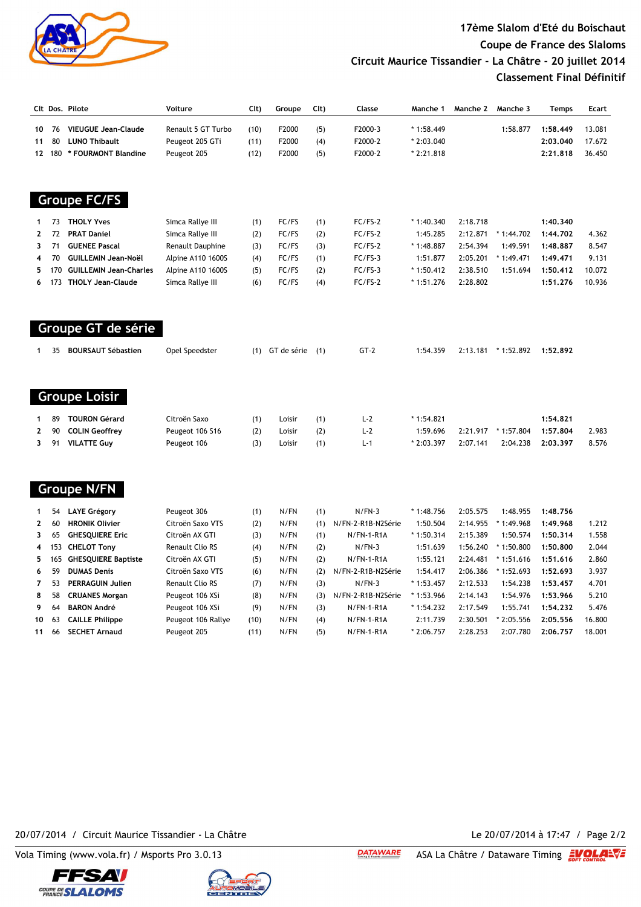17ème Slalom d'Eté du Boischaut

Coupe de France des Slaloms

Circuit Maurice Tissandier - La Châtre - 20 juillet 2014

Classement Final Définitif

| Clt | Dos. | Pilote | Voiture | Clt) | Groupe | Clt) | Classe | Manche 1 | Manche 2 | Manche 3 | Temps | Ecart |
|---|---|---|---|---|---|---|---|---|---|---|---|---|
| 10 | 76 | VIEUGUE Jean-Claude | Renault 5 GT Turbo | (10) | F2000 | (5) | F2000-3 | * 1:58.449 | | 1:58.877 | 1:58.449 | 13.081 |
| 11 | 80 | LUNO Thibault | Peugeot 205 GTi | (11) | F2000 | (4) | F2000-2 | * 2:03.040 | | | 2:03.040 | 17.672 |
| 12 | 180 | * FOURMONT Blandine | Peugeot 205 | (12) | F2000 | (5) | F2000-2 | * 2:21.818 | | | 2:21.818 | 36.450 |

## Groupe FC/FS

| Clt | Dos. | Pilote | Voiture | Clt) | Groupe | Clt) | Classe | Manche 1 | Manche 2 | Manche 3 | Temps | Ecart |
|---|---|---|---|---|---|---|---|---|---|---|---|---|
| 1 | 73 | THOLY Yves | Simca Rallye III | (1) | FC/FS | (1) | FC/FS-2 | * 1:40.340 | 2:18.718 | | 1:40.340 | |
| 2 | 72 | PRAT Daniel | Simca Rallye III | (2) | FC/FS | (2) | FC/FS-2 | 1:45.285 | 2:12.871 | * 1:44.702 | 1:44.702 | 4.362 |
| 3 | 71 | GUENEE Pascal | Renault Dauphine | (3) | FC/FS | (3) | FC/FS-2 | * 1:48.887 | 2:54.394 | 1:49.591 | 1:48.887 | 8.547 |
| 4 | 70 | GUILLEMIN Jean-Noël | Alpine A110 1600S | (4) | FC/FS | (1) | FC/FS-3 | 1:51.877 | 2:05.201 | * 1:49.471 | 1:49.471 | 9.131 |
| 5 | 170 | GUILLEMIN Jean-Charles | Alpine A110 1600S | (5) | FC/FS | (2) | FC/FS-3 | * 1:50.412 | 2:38.510 | 1:51.694 | 1:50.412 | 10.072 |
| 6 | 173 | THOLY Jean-Claude | Simca Rallye III | (6) | FC/FS | (4) | FC/FS-2 | * 1:51.276 | 2:28.802 | | 1:51.276 | 10.936 |

## Groupe GT de série

| Clt | Dos. | Pilote | Voiture | Clt) | Groupe | Clt) | Classe | Manche 1 | Manche 2 | Manche 3 | Temps | Ecart |
|---|---|---|---|---|---|---|---|---|---|---|---|---|
| 1 | 35 | BOURSAUT Sébastien | Opel Speedster | (1) | GT de série | (1) | GT-2 | 1:54.359 | 2:13.181 | * 1:52.892 | 1:52.892 | |

## Groupe Loisir

| Clt | Dos. | Pilote | Voiture | Clt) | Groupe | Clt) | Classe | Manche 1 | Manche 2 | Manche 3 | Temps | Ecart |
|---|---|---|---|---|---|---|---|---|---|---|---|---|
| 1 | 89 | TOURON Gérard | Citroën Saxo | (1) | Loisir | (1) | L-2 | * 1:54.821 | | | 1:54.821 | |
| 2 | 90 | COLIN Geoffrey | Peugeot 106 S16 | (2) | Loisir | (2) | L-2 | 1:59.696 | 2:21.917 | * 1:57.804 | 1:57.804 | 2.983 |
| 3 | 91 | VILATTE Guy | Peugeot 106 | (3) | Loisir | (1) | L-1 | * 2:03.397 | 2:07.141 | 2:04.238 | 2:03.397 | 8.576 |

## Groupe N/FN

| Clt | Dos. | Pilote | Voiture | Clt) | Groupe | Clt) | Classe | Manche 1 | Manche 2 | Manche 3 | Temps | Ecart |
|---|---|---|---|---|---|---|---|---|---|---|---|---|
| 1 | 54 | LAYE Grégory | Peugeot 306 | (1) | N/FN | (1) | N/FN-3 | * 1:48.756 | 2:05.575 | 1:48.955 | 1:48.756 | |
| 2 | 60 | HRONIK Olivier | Citroën Saxo VTS | (2) | N/FN | (1) | N/FN-2-R1B-N2Série | 1:50.504 | 2:14.955 | * 1:49.968 | 1:49.968 | 1.212 |
| 3 | 65 | GHESQUIERE Eric | Citroën AX GTI | (3) | N/FN | (1) | N/FN-1-R1A | * 1:50.314 | 2:15.389 | 1:50.574 | 1:50.314 | 1.558 |
| 4 | 153 | CHELOT Tony | Renault Clio RS | (4) | N/FN | (2) | N/FN-3 | 1:51.639 | 1:56.240 | * 1:50.800 | 1:50.800 | 2.044 |
| 5 | 165 | GHESQUIERE Baptiste | Citroën AX GTI | (5) | N/FN | (2) | N/FN-1-R1A | 1:55.121 | 2:24.481 | * 1:51.616 | 1:51.616 | 2.860 |
| 6 | 59 | DUMAS Denis | Citroën Saxo VTS | (6) | N/FN | (2) | N/FN-2-R1B-N2Série | 1:54.417 | 2:06.386 | * 1:52.693 | 1:52.693 | 3.937 |
| 7 | 53 | PERRAGUIN Julien | Renault Clio RS | (7) | N/FN | (3) | N/FN-3 | * 1:53.457 | 2:12.533 | 1:54.238 | 1:53.457 | 4.701 |
| 8 | 58 | CRUANES Morgan | Peugeot 106 XSi | (8) | N/FN | (3) | N/FN-2-R1B-N2Série | * 1:53.966 | 2:14.143 | 1:54.976 | 1:53.966 | 5.210 |
| 9 | 64 | BARON André | Peugeot 106 XSi | (9) | N/FN | (3) | N/FN-1-R1A | * 1:54.232 | 2:17.549 | 1:55.741 | 1:54.232 | 5.476 |
| 10 | 63 | CAILLE Philippe | Peugeot 106 Rallye | (10) | N/FN | (4) | N/FN-1-R1A | 2:11.739 | 2:30.501 | * 2:05.556 | 2:05.556 | 16.800 |
| 11 | 66 | SECHET Arnaud | Peugeot 205 | (11) | N/FN | (5) | N/FN-1-R1A | * 2:06.757 | 2:28.253 | 2:07.780 | 2:06.757 | 18.001 |

20/07/2014 / Circuit Maurice Tissandier - La Châtre — Le 20/07/2014 à 17:47

Vola Timing (www.vola.fr) / Msports Pro 3.0.13 — ASA La Châtre / Dataware Timing